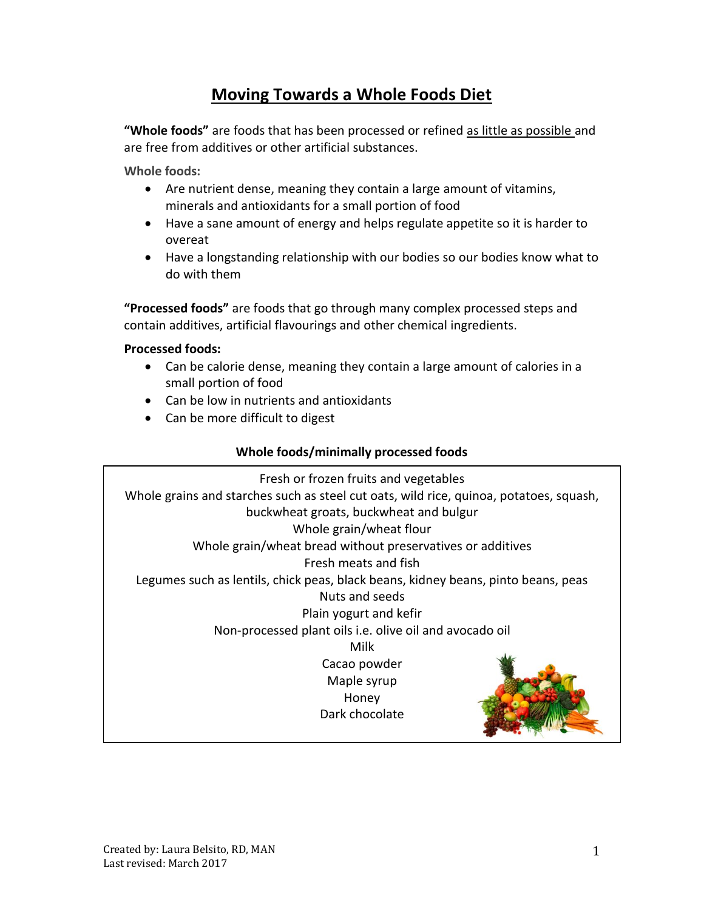# Moving Towards a Whole Foods Diet

**"Whole foods"** are foods that has been processed or refined as little as possible and are free from additives or other artificial substances.

**Whole foods:**

- Are nutrient dense, meaning they contain a large amount of vitamins, minerals and antioxidants for a small portion of food
- Have a sane amount of energy and helps regulate appetite so it is harder to overeat
- Have a longstanding relationship with our bodies so our bodies know what to do with them

**"Processed foods"** are foods that go through many complex processed steps and contain additives, artificial flavourings and other chemical ingredients.

**Processed foods:**

- Can be calorie dense, meaning they contain a large amount of calories in a small portion of food
- Can be low in nutrients and antioxidants
- Can be more difficult to digest

| Whole foods/minimally processed foods |
|---|
| Fresh or frozen fruits and vegetables |
| Whole grains and starches such as steel cut oats, wild rice, quinoa, potatoes, squash, buckwheat groats, buckwheat and bulgur |
| Whole grain/wheat flour |
| Whole grain/wheat bread without preservatives or additives |
| Fresh meats and fish |
| Legumes such as lentils, chick peas, black beans, kidney beans, pinto beans, peas |
| Nuts and seeds |
| Plain yogurt and kefir |
| Non-processed plant oils i.e. olive oil and avocado oil |
| Milk |
| Cacao powder |
| Maple syrup |
| Honey |
| Dark chocolate |

Created by: Laura Belsito, RD, MAN
Last revised: March 2017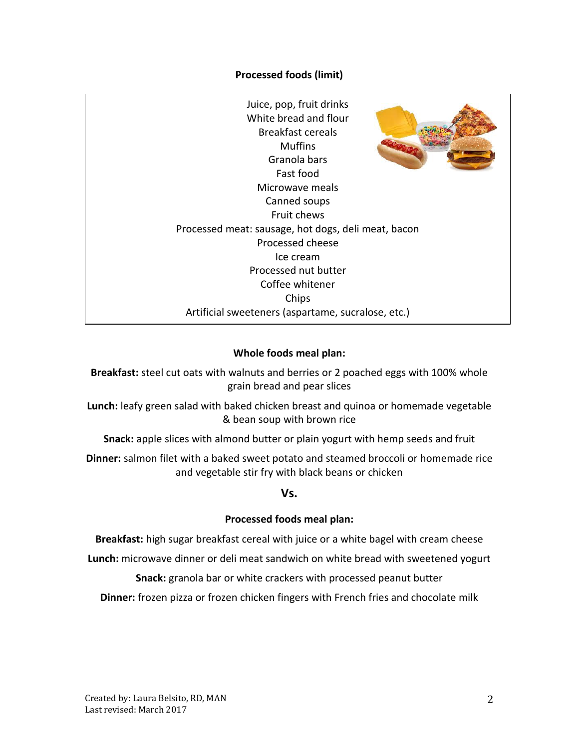**Processed foods (limit)**

| |
|---|
| Juice, pop, fruit drinks |
| White bread and flour |
| Breakfast cereals |
| Muffins |
| Granola bars |
| Fast food |
| Microwave meals |
| Canned soups |
| Fruit chews |
| Processed meat: sausage, hot dogs, deli meat, bacon |
| Processed cheese |
| Ice cream |
| Processed nut butter |
| Coffee whitener |
| Chips |
| Artificial sweeteners (aspartame, sucralose, etc.) |

**Whole foods meal plan:**

**Breakfast:** steel cut oats with walnuts and berries or 2 poached eggs with 100% whole grain bread and pear slices

**Lunch:** leafy green salad with baked chicken breast and quinoa or homemade vegetable & bean soup with brown rice

**Snack:** apple slices with almond butter or plain yogurt with hemp seeds and fruit

**Dinner:** salmon filet with a baked sweet potato and steamed broccoli or homemade rice and vegetable stir fry with black beans or chicken

**Vs.**

**Processed foods meal plan:**

**Breakfast:** high sugar breakfast cereal with juice or a white bagel with cream cheese

**Lunch:** microwave dinner or deli meat sandwich on white bread with sweetened yogurt

**Snack:** granola bar or white crackers with processed peanut butter

**Dinner:** frozen pizza or frozen chicken fingers with French fries and chocolate milk

Created by: Laura Belsito, RD, MAN
Last revised: March 2017